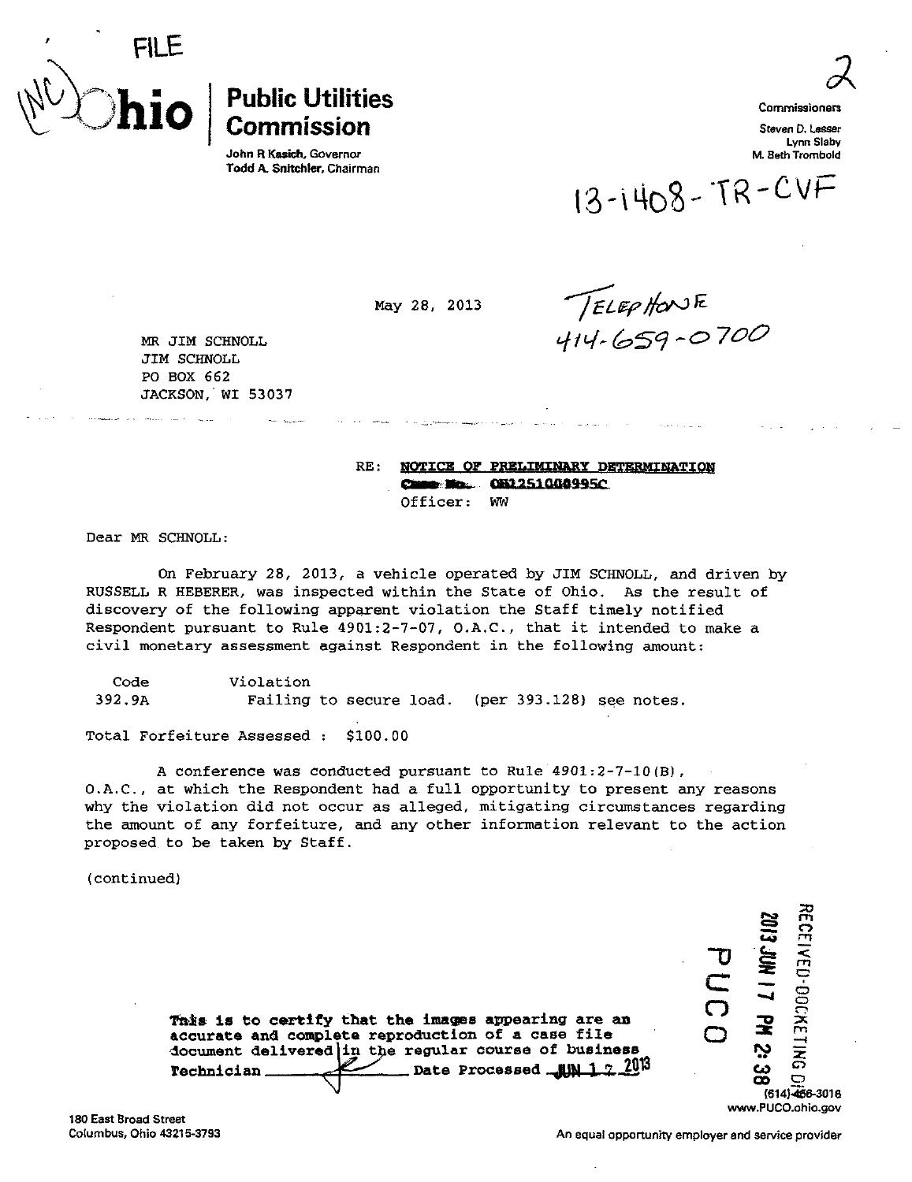FILE

(NC) Ohio | **Public Utilities Commission**

John R Kasich, Governor
Todd A. Snitchler, Chairman

2

Commissioners

Steven D. Lesser
Lynn Slaby
M. Beth Trombold

13-1408-TR-CVF

May 28, 2013

TELEPHONE
414-659-0700

MR JIM SCHNOLL
JIM SCHNOLL
PO BOX 662
JACKSON, WI 53037

RE: NOTICE OF PRELIMINARY DETERMINATION
Case No. OH1251000995C
Officer: WW

Dear MR SCHNOLL:

On February 28, 2013, a vehicle operated by JIM SCHNOLL, and driven by RUSSELL R HEBERER, was inspected within the State of Ohio. As the result of discovery of the following apparent violation the Staff timely notified Respondent pursuant to Rule 4901:2-7-07, O.A.C., that it intended to make a civil monetary assessment against Respondent in the following amount:

| Code | Violation |
|---|---|
| 392.9A | Failing to secure load. (per 393.128) see notes. |

Total Forfeiture Assessed : $100.00

A conference was conducted pursuant to Rule 4901:2-7-10(B), O.A.C., at which the Respondent had a full opportunity to present any reasons why the violation did not occur as alleged, mitigating circumstances regarding the amount of any forfeiture, and any other information relevant to the action proposed to be taken by Staff.

(continued)

This is to certify that the images appearing are an accurate and complete reproduction of a case file document delivered in the regular course of business
Technician ________ Date Processed JUN 17 2013

RECEIVED-DOCKETING DIV
2013 JUN 17 PM 2:38
PUCO

180 East Broad Street
Columbus, Ohio 43215-3793

(614) 466-3016
www.PUCO.ohio.gov

An equal opportunity employer and service provider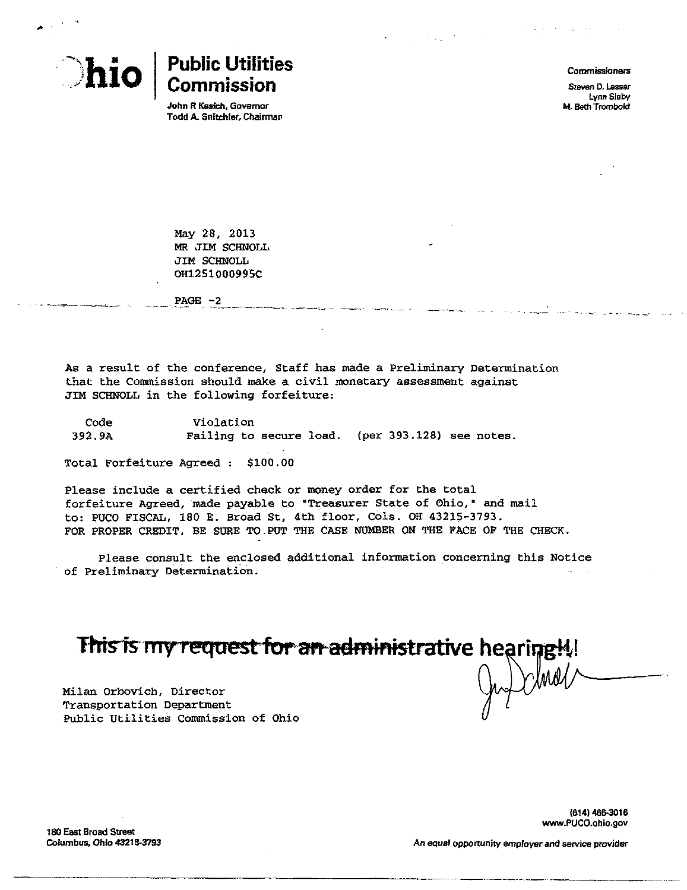# Ohio | Public Utilities Commission

John R Kasich, Governor
Todd A. Snitchler, Chairman

Commissioners

Steven D. Lesser
Lynn Slaby
M. Beth Trombold

May 28, 2013
MR JIM SCHNOLL
JIM SCHNOLL
OH1251000995C

PAGE -2

As a result of the conference, Staff has made a Preliminary Determination that the Commission should make a civil monetary assessment against JIM SCHNOLL in the following forfeiture:

| Code | Violation |
|---|---|
| 392.9A | Failing to secure load. (per 393.128) see notes. |

Total Forfeiture Agreed : $100.00

Please include a certified check or money order for the total forfeiture Agreed, made payable to "Treasurer State of Ohio," and mail to: PUCO FISCAL, 180 E. Broad St, 4th floor, Cols. OH 43215-3793.
FOR PROPER CREDIT, BE SURE TO PUT THE CASE NUMBER ON THE FACE OF THE CHECK.

Please consult the enclosed additional information concerning this Notice of Preliminary Determination.

**This is my request for an administrative hearing!!!**

Milan Orbovich, Director
Transportation Department
Public Utilities Commission of Ohio

180 East Broad Street
Columbus, Ohio 43215-3793

(614) 466-3016
www.PUCO.ohio.gov

*An equal opportunity employer and service provider*